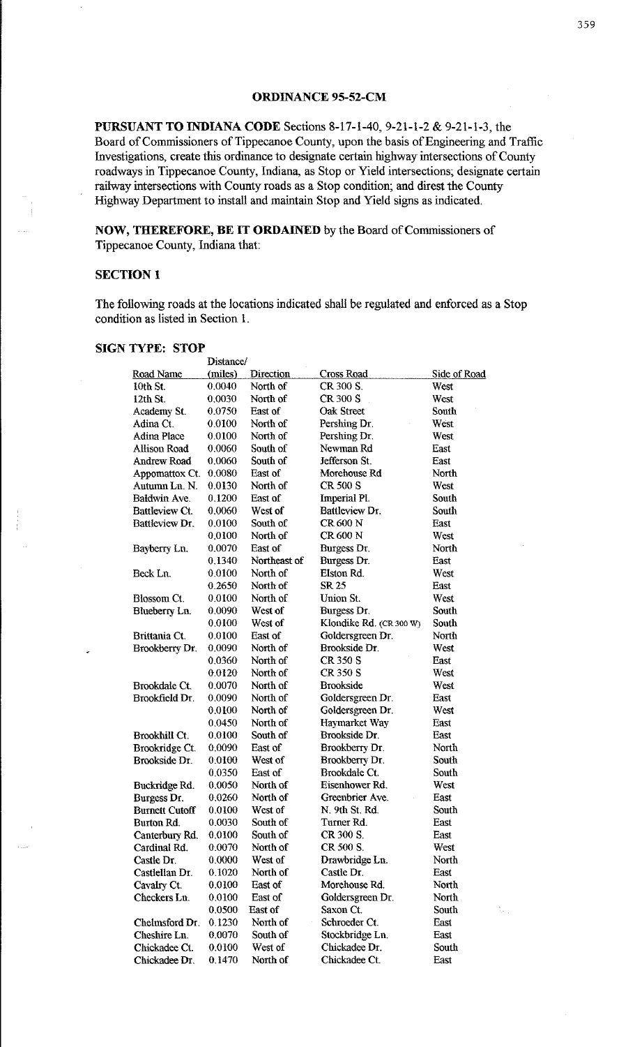**ORDINANCE 95-52-CM**

**PURSUANT TO INDIANA CODE** Sections 8-17-1-40, 9-21-1-2 & 9-21-1-3, the Board of Commissioners of Tippecanoe County, upon the basis of Engineering and Traffic Investigations, create this ordinance to designate certain highway intersections of County roadways in Tippecanoe County, Indiana, as Stop or Yield intersections; designate certain railway intersections with County roads as a Stop condition; and direst the County Highway Department to install and maintain Stop and Yield signs as indicated.

**NOW, THEREFORE, BE IT ORDAINED** by the Board of Commissioners of Tippecanoe County, Indiana that:

**SECTION 1**

The following roads at the locations indicated shall be regulated and enforced as a Stop condition as listed in Section 1.

**SIGN TYPE: STOP**

| Road Name | Distance/ (miles) | Direction | Cross Road | Side of Road |
|---|---|---|---|---|
| 10th St. | 0.0040 | North of | CR 300 S. | West |
| 12th St. | 0.0030 | North of | CR 300 S | West |
| Academy St. | 0.0750 | East of | Oak Street | South |
| Adina Ct. | 0.0100 | North of | Pershing Dr. | West |
| Adina Place | 0.0100 | North of | Pershing Dr. | West |
| Allison Road | 0.0060 | South of | Newman Rd | East |
| Andrew Road | 0.0060 | South of | Jefferson St. | East |
| Appomattox Ct. | 0.0080 | East of | Morehouse Rd | North |
| Autumn Ln. N. | 0.0130 | North of | CR 500 S | West |
| Baldwin Ave. | 0.1200 | East of | Imperial Pl. | South |
| Battleview Ct. | 0.0060 | West of | Battleview Dr. | South |
| Battleview Dr. | 0.0100 | South of | CR 600 N | East |
| | 0.0100 | North of | CR 600 N | West |
| Bayberry Ln. | 0.0070 | East of | Burgess Dr. | North |
| | 0.1340 | Northeast of | Burgess Dr. | East |
| Beck Ln. | 0.0100 | North of | Elston Rd. | West |
| | 0.2650 | North of | SR 25 | East |
| Blossom Ct. | 0.0100 | North of | Union St. | West |
| Blueberry Ln. | 0.0090 | West of | Burgess Dr. | South |
| | 0.0100 | West of | Klondike Rd. (CR 300 W) | South |
| Brittania Ct. | 0.0100 | East of | Goldersgreen Dr. | North |
| Brookberry Dr. | 0.0090 | North of | Brookside Dr. | West |
| | 0.0360 | North of | CR 350 S | East |
| | 0.0120 | North of | CR 350 S | West |
| Brookdale Ct. | 0.0070 | North of | Brookside | West |
| Brookfield Dr. | 0.0090 | North of | Goldersgreen Dr. | East |
| | 0.0100 | North of | Goldersgreen Dr. | West |
| | 0.0450 | North of | Haymarket Way | East |
| Brookhill Ct. | 0.0100 | South of | Brookside Dr. | East |
| Brookridge Ct. | 0.0090 | East of | Brookberry Dr. | North |
| Brookside Dr. | 0.0100 | West of | Brookberry Dr. | South |
| | 0.0350 | East of | Brookdale Ct. | South |
| Buckridge Rd. | 0.0050 | North of | Eisenhower Rd. | West |
| Burgess Dr. | 0.0260 | North of | Greenbrier Ave. | East |
| Burnett Cutoff | 0.0100 | West of | N. 9th St. Rd. | South |
| Burton Rd. | 0.0030 | South of | Turner Rd. | East |
| Canterbury Rd. | 0.0100 | South of | CR 300 S. | East |
| Cardinal Rd. | 0.0070 | North of | CR 500 S. | West |
| Castle Dr. | 0.0000 | West of | Drawbridge Ln. | North |
| Castlellan Dr. | 0.1020 | North of | Castle Dr. | East |
| Cavalry Ct. | 0.0100 | East of | Morehouse Rd. | North |
| Checkers Ln. | 0.0100 | East of | Goldersgreen Dr. | North |
| | 0.0500 | East of | Saxon Ct. | South |
| Chelmsford Dr. | 0.1230 | North of | Schroeder Ct. | East |
| Cheshire Ln. | 0.0070 | South of | Stockbridge Ln. | East |
| Chickadee Ct. | 0.0100 | West of | Chickadee Dr. | South |
| Chickadee Dr. | 0.1470 | North of | Chickadee Ct. | East |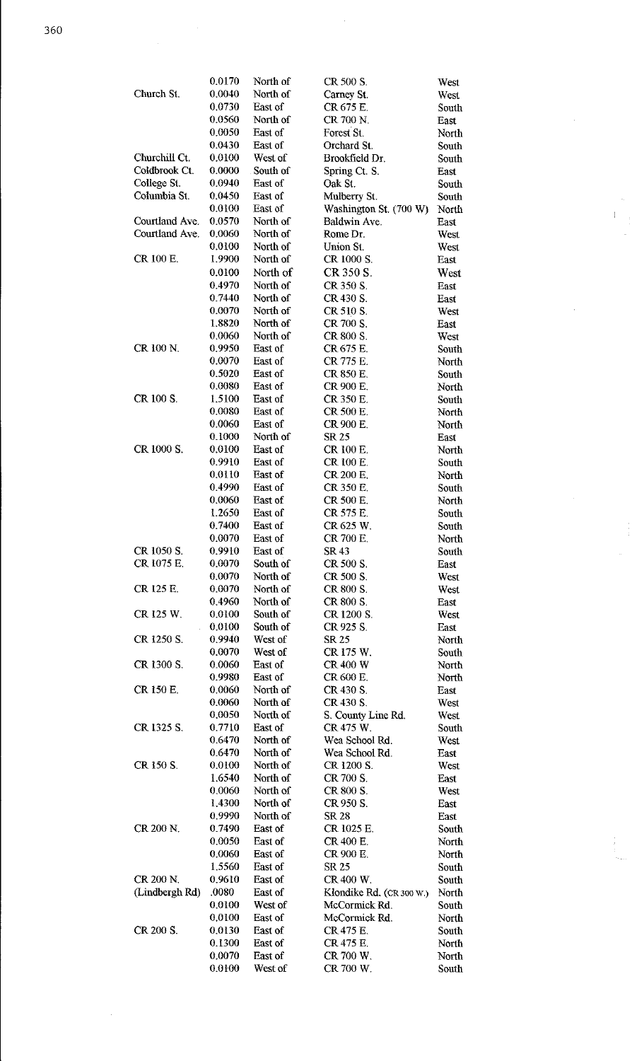| | | | | |
|---|---|---|---|---|
| | 0.0170 | North of | CR 500 S. | West |
| Church St. | 0.0040 | North of | Carney St. | West |
| | 0.0730 | East of | CR 675 E. | South |
| | 0.0560 | North of | CR 700 N. | East |
| | 0.0050 | East of | Forest St. | North |
| | 0.0430 | East of | Orchard St. | South |
| Churchill Ct. | 0.0100 | West of | Brookfield Dr. | South |
| Coldbrook Ct. | 0.0000 | South of | Spring Ct. S. | East |
| College St. | 0.0940 | East of | Oak St. | South |
| Columbia St. | 0.0450 | East of | Mulberry St. | South |
| | 0.0100 | East of | Washington St. (700 W) | North |
| Courtland Ave. | 0.0570 | North of | Baldwin Ave. | East |
| Courtland Ave. | 0.0060 | North of | Rome Dr. | West |
| | 0.0100 | North of | Union St. | West |
| CR 100 E. | 1.9900 | North of | CR 1000 S. | East |
| | 0.0100 | North of | CR 350 S. | West |
| | 0.4970 | North of | CR 350 S. | East |
| | 0.7440 | North of | CR 430 S. | East |
| | 0.0070 | North of | CR 510 S. | West |
| | 1.8820 | North of | CR 700 S. | East |
| | 0.0060 | North of | CR 800 S. | West |
| CR 100 N. | 0.9950 | East of | CR 675 E. | South |
| | 0.0070 | East of | CR 775 E. | North |
| | 0.5020 | East of | CR 850 E. | South |
| | 0.0080 | East of | CR 900 E. | North |
| CR 100 S. | 1.5100 | East of | CR 350 E. | South |
| | 0.0080 | East of | CR 500 E. | North |
| | 0.0060 | East of | CR 900 E. | North |
| | 0.1000 | North of | SR 25 | East |
| CR 1000 S. | 0.0100 | East of | CR 100 E. | North |
| | 0.9910 | East of | CR 100 E. | South |
| | 0.0110 | East of | CR 200 E. | North |
| | 0.4990 | East of | CR 350 E. | South |
| | 0.0060 | East of | CR 500 E. | North |
| | 1.2650 | East of | CR 575 E. | South |
| | 0.7400 | East of | CR 625 W. | South |
| | 0.0070 | East of | CR 700 E. | North |
| CR 1050 S. | 0.9910 | East of | SR 43 | South |
| CR 1075 E. | 0.0070 | South of | CR 500 S. | East |
| | 0.0070 | North of | CR 500 S. | West |
| CR 125 E. | 0.0070 | North of | CR 800 S. | West |
| | 0.4960 | North of | CR 800 S. | East |
| CR 125 W. | 0.0100 | South of | CR 1200 S. | West |
| | 0.0100 | South of | CR 925 S. | East |
| CR 1250 S. | 0.9940 | West of | SR 25 | North |
| | 0.0070 | West of | CR 175 W. | South |
| CR 1300 S. | 0.0060 | East of | CR 400 W | North |
| | 0.9980 | East of | CR 600 E. | North |
| CR 150 E. | 0.0060 | North of | CR 430 S. | East |
| | 0.0060 | North of | CR 430 S. | West |
| | 0.0050 | North of | S. County Line Rd. | West |
| CR 1325 S. | 0.7710 | East of | CR 475 W. | South |
| | 0.6470 | North of | Wea School Rd. | West |
| | 0.6470 | North of | Wea School Rd. | East |
| CR 150 S. | 0.0100 | North of | CR 1200 S. | West |
| | 1.6540 | North of | CR 700 S. | East |
| | 0.0060 | North of | CR 800 S. | West |
| | 1.4300 | North of | CR 950 S. | East |
| | 0.9990 | North of | SR 28 | East |
| CR 200 N. | 0.7490 | East of | CR 1025 E. | South |
| | 0.0050 | East of | CR 400 E. | North |
| | 0.0060 | East of | CR 900 E. | North |
| | 1.5560 | East of | SR 25 | South |
| CR 200 N. | 0.9610 | East of | CR 400 W. | South |
| (Lindbergh Rd) | .0080 | East of | Klondike Rd. (CR 300 W.) | North |
| | 0.0100 | West of | McCormick Rd. | South |
| | 0.0100 | East of | McCormick Rd. | North |
| CR 200 S. | 0.0130 | East of | CR 475 E. | South |
| | 0.1300 | East of | CR 475 E. | North |
| | 0.0070 | East of | CR 700 W. | North |
| | 0.0100 | West of | CR 700 W. | South |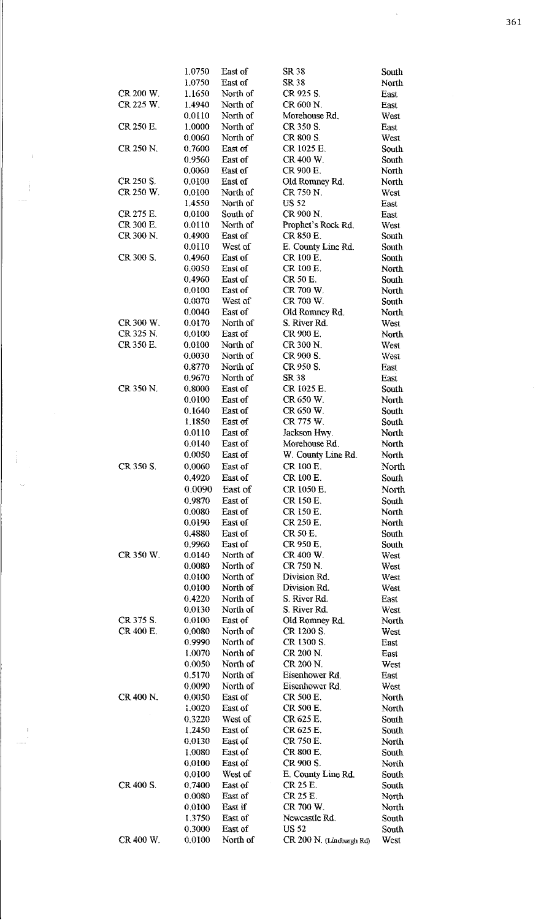| | | | | |
|---|---|---|---|---|
| | 1.0750 | East of | SR 38 | South |
| | 1.0750 | East of | SR 38 | North |
| CR 200 W. | 1.1650 | North of | CR 925 S. | East |
| CR 225 W. | 1.4940 | North of | CR 600 N. | East |
| | 0.0110 | North of | Morehouse Rd. | West |
| CR 250 E. | 1.0000 | North of | CR 350 S. | East |
| | 0.0060 | North of | CR 800 S. | West |
| CR 250 N. | 0.7600 | East of | CR 1025 E. | South |
| | 0.9560 | East of | CR 400 W. | South |
| | 0.0060 | East of | CR 900 E. | North |
| CR 250 S. | 0.0100 | East of | Old Romney Rd. | North |
| CR 250 W. | 0.0100 | North of | CR 750 N. | West |
| | 1.4550 | North of | US 52 | East |
| CR 275 E. | 0.0100 | South of | CR 900 N. | East |
| CR 300 E. | 0.0110 | North of | Prophet's Rock Rd. | West |
| CR 300 N. | 0.4900 | East of | CR 850 E. | South |
| | 0.0110 | West of | E. County Line Rd. | South |
| CR 300 S. | 0.4960 | East of | CR 100 E. | South |
| | 0.0050 | East of | CR 100 E. | North |
| | 0.4960 | East of | CR 50 E. | South |
| | 0.0100 | East of | CR 700 W. | North |
| | 0.0070 | West of | CR 700 W. | South |
| | 0.0040 | East of | Old Romney Rd. | North |
| CR 300 W. | 0.0170 | North of | S. River Rd. | West |
| CR 325 N. | 0.0100 | East of | CR 900 E. | North |
| CR 350 E. | 0.0100 | North of | CR 300 N. | West |
| | 0.0030 | North of | CR 900 S. | West |
| | 0.8770 | North of | CR 950 S. | East |
| | 0.9670 | North of | SR 38 | East |
| CR 350 N. | 0.8000 | East of | CR 1025 E. | South |
| | 0.0100 | East of | CR 650 W. | North |
| | 0.1640 | East of | CR 650 W. | South |
| | 1.1850 | East of | CR 775 W. | South |
| | 0.0110 | East of | Jackson Hwy. | North |
| | 0.0140 | East of | Morehouse Rd. | North |
| | 0.0050 | East of | W. County Line Rd. | North |
| CR 350 S. | 0.0060 | East of | CR 100 E. | North |
| | 0.4920 | East of | CR 100 E. | South |
| | 0.0090 | East of | CR 1050 E. | North |
| | 0.9870 | East of | CR 150 E. | South |
| | 0.0080 | East of | CR 150 E. | North |
| | 0.0190 | East of | CR 250 E. | North |
| | 0.4880 | East of | CR 50 E. | South |
| | 0.9960 | East of | CR 950 E. | South |
| CR 350 W. | 0.0140 | North of | CR 400 W. | West |
| | 0.0080 | North of | CR 750 N. | West |
| | 0.0100 | North of | Division Rd. | West |
| | 0.0100 | North of | Division Rd. | West |
| | 0.4220 | North of | S. River Rd. | East |
| | 0.0130 | North of | S. River Rd. | West |
| CR 375 S. | 0.0100 | East of | Old Romney Rd. | North |
| CR 400 E. | 0.0080 | North of | CR 1200 S. | West |
| | 0.9990 | North of | CR 1300 S. | East |
| | 1.0070 | North of | CR 200 N. | East |
| | 0.0050 | North of | CR 200 N. | West |
| | 0.5170 | North of | Eisenhower Rd. | East |
| | 0.0090 | North of | Eisenhower Rd. | West |
| CR 400 N. | 0.0050 | East of | CR 500 E. | North |
| | 1.0020 | East of | CR 500 E. | North |
| | 0.3220 | West of | CR 625 E. | South |
| | 1.2450 | East of | CR 625 E. | South |
| | 0.0130 | East of | CR 750 E. | North |
| | 1.0080 | East of | CR 800 E. | South |
| | 0.0100 | East of | CR 900 S. | North |
| | 0.0100 | West of | E. County Line Rd. | South |
| CR 400 S. | 0.7400 | East of | CR 25 E. | South |
| | 0.0080 | East of | CR 25 E. | North |
| | 0.0100 | East if | CR 700 W. | North |
| | 1.3750 | East of | Newcastle Rd. | South |
| | 0.3000 | East of | US 52 | South |
| CR 400 W. | 0.0100 | North of | CR 200 N. (Lindburgh Rd) | West |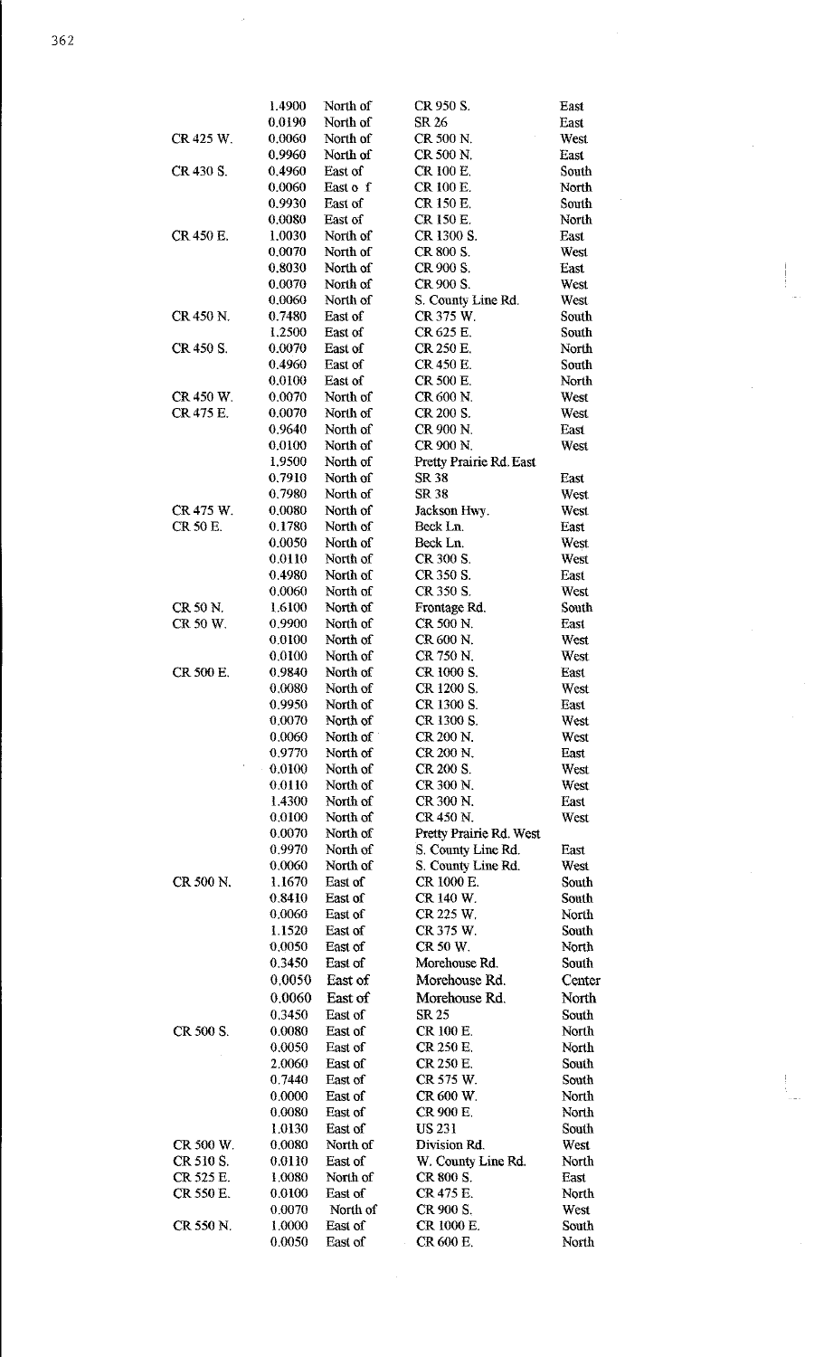| | | | | |
|---|---|---|---|---|
| | 1.4900 | North of | CR 950 S. | East |
| | 0.0190 | North of | SR 26 | East |
| CR 425 W. | 0.0060 | North of | CR 500 N. | West |
| | 0.9960 | North of | CR 500 N. | East |
| CR 430 S. | 0.4960 | East of | CR 100 E. | South |
| | 0.0060 | East o f | CR 100 E. | North |
| | 0.9930 | East of | CR 150 E. | South |
| | 0.0080 | East of | CR 150 E. | North |
| CR 450 E. | 1.0030 | North of | CR 1300 S. | East |
| | 0.0070 | North of | CR 800 S. | West |
| | 0.8030 | North of | CR 900 S. | East |
| | 0.0070 | North of | CR 900 S. | West |
| | 0.0060 | North of | S. County Line Rd. | West |
| CR 450 N. | 0.7480 | East of | CR 375 W. | South |
| | 1.2500 | East of | CR 625 E. | South |
| CR 450 S. | 0.0070 | East of | CR 250 E. | North |
| | 0.4960 | East of | CR 450 E. | South |
| | 0.0100 | East of | CR 500 E. | North |
| CR 450 W. | 0.0070 | North of | CR 600 N. | West |
| CR 475 E. | 0.0070 | North of | CR 200 S. | West |
| | 0.9640 | North of | CR 900 N. | East |
| | 0.0100 | North of | CR 900 N. | West |
| | 1.9500 | North of | Pretty Prairie Rd. East | |
| | 0.7910 | North of | SR 38 | East |
| | 0.7980 | North of | SR 38 | West |
| CR 475 W. | 0.0080 | North of | Jackson Hwy. | West |
| CR 50 E. | 0.1780 | North of | Beck Ln. | East |
| | 0.0050 | North of | Beck Ln. | West |
| | 0.0110 | North of | CR 300 S. | West |
| | 0.4980 | North of | CR 350 S. | East |
| | 0.0060 | North of | CR 350 S. | West |
| CR 50 N. | 1.6100 | North of | Frontage Rd. | South |
| CR 50 W. | 0.9900 | North of | CR 500 N. | East |
| | 0.0100 | North of | CR 600 N. | West |
| | 0.0100 | North of | CR 750 N. | West |
| CR 500 E. | 0.9840 | North of | CR 1000 S. | East |
| | 0.0080 | North of | CR 1200 S. | West |
| | 0.9950 | North of | CR 1300 S. | East |
| | 0.0070 | North of | CR 1300 S. | West |
| | 0.0060 | North of | CR 200 N. | West |
| | 0.9770 | North of | CR 200 N. | East |
| | 0.0100 | North of | CR 200 S. | West |
| | 0.0110 | North of | CR 300 N. | West |
| | 1.4300 | North of | CR 300 N. | East |
| | 0.0100 | North of | CR 450 N. | West |
| | 0.0070 | North of | Pretty Prairie Rd. West | |
| | 0.9970 | North of | S. County Line Rd. | East |
| | 0.0060 | North of | S. County Line Rd. | West |
| CR 500 N. | 1.1670 | East of | CR 1000 E. | South |
| | 0.8410 | East of | CR 140 W. | South |
| | 0.0060 | East of | CR 225 W. | North |
| | 1.1520 | East of | CR 375 W. | South |
| | 0.0050 | East of | CR 50 W. | North |
| | 0.3450 | East of | Morehouse Rd. | South |
| | 0.0050 | East of | Morehouse Rd. | Center |
| | 0.0060 | East of | Morehouse Rd. | North |
| | 0.3450 | East of | SR 25 | South |
| CR 500 S. | 0.0080 | East of | CR 100 E. | North |
| | 0.0050 | East of | CR 250 E. | North |
| | 2.0060 | East of | CR 250 E. | South |
| | 0.7440 | East of | CR 575 W. | South |
| | 0.0000 | East of | CR 600 W. | North |
| | 0.0080 | East of | CR 900 E. | North |
| | 1.0130 | East of | US 231 | South |
| CR 500 W. | 0.0080 | North of | Division Rd. | West |
| CR 510 S. | 0.0110 | East of | W. County Line Rd. | North |
| CR 525 E. | 1.0080 | North of | CR 800 S. | East |
| CR 550 E. | 0.0100 | East of | CR 475 E. | North |
| | 0.0070 | North of | CR 900 S. | West |
| CR 550 N. | 1.0000 | East of | CR 1000 E. | South |
| | 0.0050 | East of | CR 600 E. | North |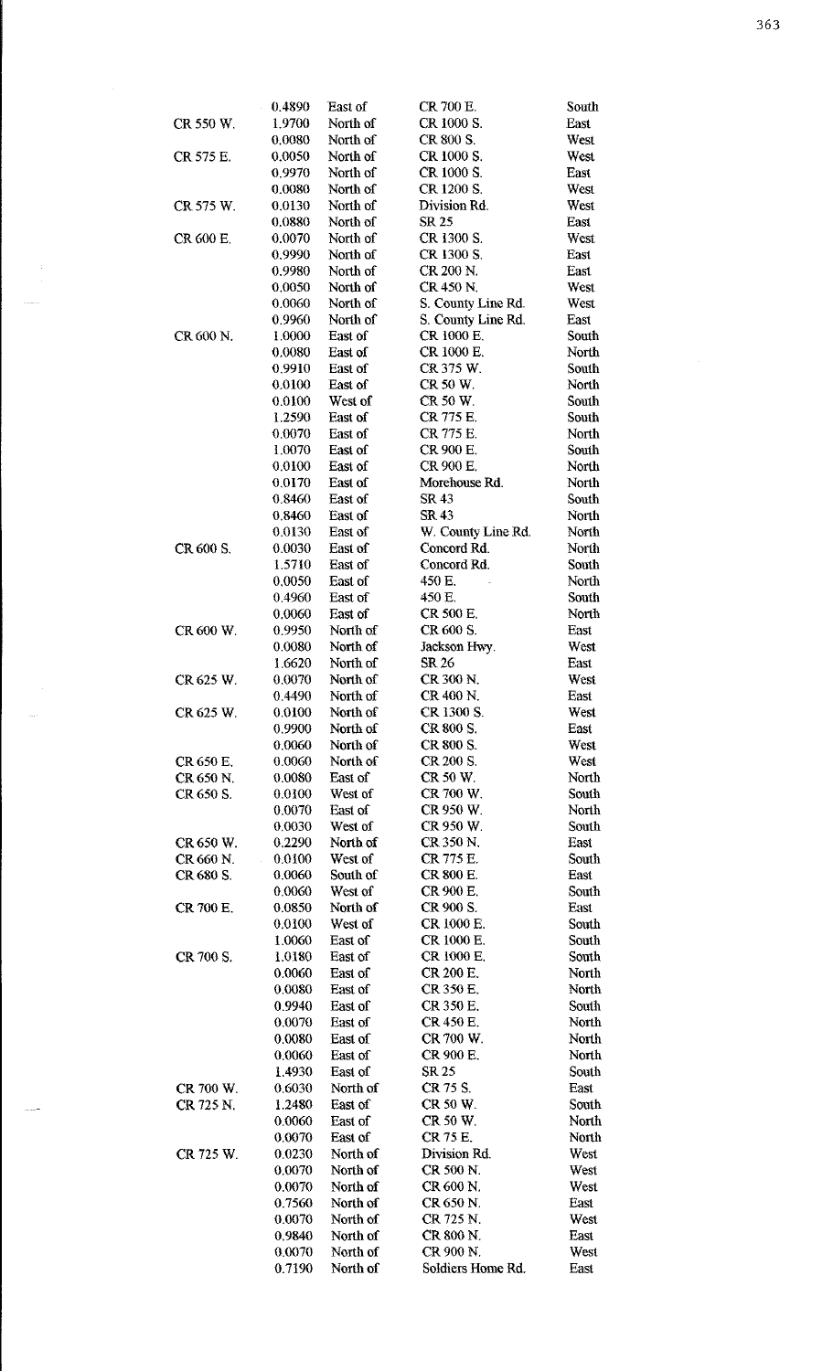| | | | | |
|---|---|---|---|---|
| | 0.4890 | East of | CR 700 E. | South |
| CR 550 W. | 1.9700 | North of | CR 1000 S. | East |
| | 0.0080 | North of | CR 800 S. | West |
| CR 575 E. | 0.0050 | North of | CR 1000 S. | West |
| | 0.9970 | North of | CR 1000 S. | East |
| | 0.0080 | North of | CR 1200 S. | West |
| CR 575 W. | 0.0130 | North of | Division Rd. | West |
| | 0.0880 | North of | SR 25 | East |
| CR 600 E. | 0.0070 | North of | CR 1300 S. | West |
| | 0.9990 | North of | CR 1300 S. | East |
| | 0.9980 | North of | CR 200 N. | East |
| | 0.0050 | North of | CR 450 N. | West |
| | 0.0060 | North of | S. County Line Rd. | West |
| | 0.9960 | North of | S. County Line Rd. | East |
| CR 600 N. | 1.0000 | East of | CR 1000 E. | South |
| | 0.0080 | East of | CR 1000 E. | North |
| | 0.9910 | East of | CR 375 W. | South |
| | 0.0100 | East of | CR 50 W. | North |
| | 0.0100 | West of | CR 50 W. | South |
| | 1.2590 | East of | CR 775 E. | South |
| | 0.0070 | East of | CR 775 E. | North |
| | 1.0070 | East of | CR 900 E. | South |
| | 0.0100 | East of | CR 900 E. | North |
| | 0.0170 | East of | Morehouse Rd. | North |
| | 0.8460 | East of | SR 43 | South |
| | 0.8460 | East of | SR 43 | North |
| | 0.0130 | East of | W. County Line Rd. | North |
| CR 600 S. | 0.0030 | East of | Concord Rd. | North |
| | 1.5710 | East of | Concord Rd. | South |
| | 0.0050 | East of | 450 E. | North |
| | 0.4960 | East of | 450 E. | South |
| | 0.0060 | East of | CR 500 E. | North |
| CR 600 W. | 0.9950 | North of | CR 600 S. | East |
| | 0.0080 | North of | Jackson Hwy. | West |
| | 1.6620 | North of | SR 26 | East |
| CR 625 W. | 0.0070 | North of | CR 300 N. | West |
| | 0.4490 | North of | CR 400 N. | East |
| CR 625 W. | 0.0100 | North of | CR 1300 S. | West |
| | 0.9900 | North of | CR 800 S. | East |
| | 0.0060 | North of | CR 800 S. | West |
| CR 650 E. | 0.0060 | North of | CR 200 S. | West |
| CR 650 N. | 0.0080 | East of | CR 50 W. | North |
| CR 650 S. | 0.0100 | West of | CR 700 W. | South |
| | 0.0070 | East of | CR 950 W. | North |
| | 0.0030 | West of | CR 950 W. | South |
| CR 650 W. | 0.2290 | North of | CR 350 N. | East |
| CR 660 N. | 0.0100 | West of | CR 775 E. | South |
| CR 680 S. | 0.0060 | South of | CR 800 E. | East |
| | 0.0060 | West of | CR 900 E. | South |
| CR 700 E. | 0.0850 | North of | CR 900 S. | East |
| | 0.0100 | West of | CR 1000 E. | South |
| | 1.0060 | East of | CR 1000 E. | South |
| CR 700 S. | 1.0180 | East of | CR 1000 E. | South |
| | 0.0060 | East of | CR 200 E. | North |
| | 0.0080 | East of | CR 350 E. | North |
| | 0.9940 | East of | CR 350 E. | South |
| | 0.0070 | East of | CR 450 E. | North |
| | 0.0080 | East of | CR 700 W. | North |
| | 0.0060 | East of | CR 900 E. | North |
| | 1.4930 | East of | SR 25 | South |
| CR 700 W. | 0.6030 | North of | CR 75 S. | East |
| CR 725 N. | 1.2480 | East of | CR 50 W. | South |
| | 0.0060 | East of | CR 50 W. | North |
| | 0.0070 | East of | CR 75 E. | North |
| CR 725 W. | 0.0230 | North of | Division Rd. | West |
| | 0.0070 | North of | CR 500 N. | West |
| | 0.0070 | North of | CR 600 N. | West |
| | 0.7560 | North of | CR 650 N. | East |
| | 0.0070 | North of | CR 725 N. | West |
| | 0.9840 | North of | CR 800 N. | East |
| | 0.0070 | North of | CR 900 N. | West |
| | 0.7190 | North of | Soldiers Home Rd. | East |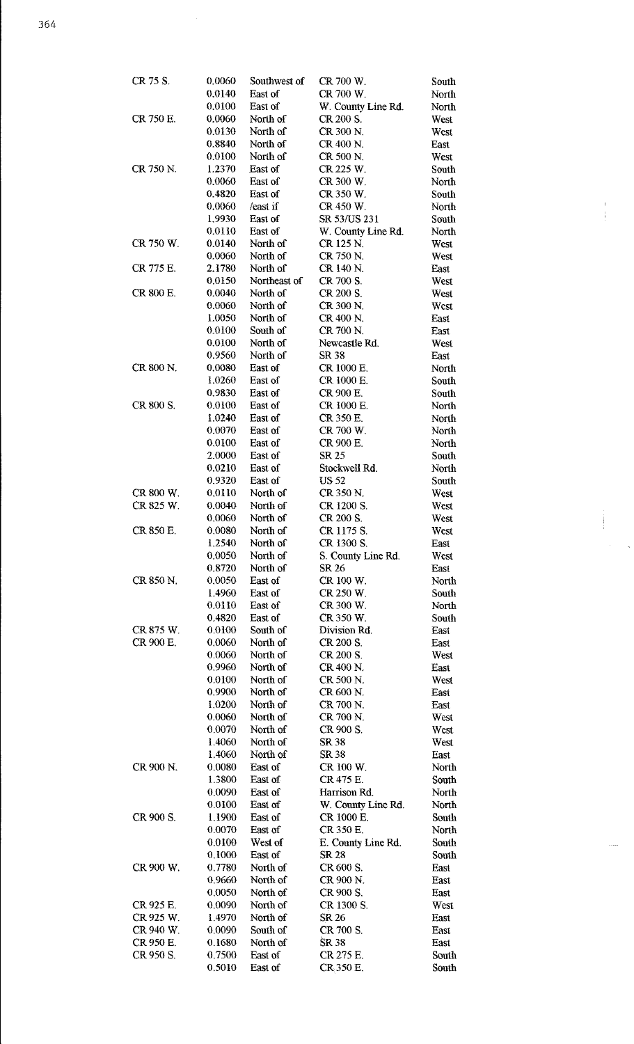| | | | | |
|---|---|---|---|---|
| CR 75 S. | 0.0060 | Southwest of | CR 700 W. | South |
| | 0.0140 | East of | CR 700 W. | North |
| | 0.0100 | East of | W. County Line Rd. | North |
| CR 750 E. | 0.0060 | North of | CR 200 S. | West |
| | 0.0130 | North of | CR 300 N. | West |
| | 0.8840 | North of | CR 400 N. | East |
| | 0.0100 | North of | CR 500 N. | West |
| CR 750 N. | 1.2370 | East of | CR 225 W. | South |
| | 0.0060 | East of | CR 300 W. | North |
| | 0.4820 | East of | CR 350 W. | South |
| | 0.0060 | /east if | CR 450 W. | North |
| | 1.9930 | East of | SR 53/US 231 | South |
| | 0.0110 | East of | W. County Line Rd. | North |
| CR 750 W. | 0.0140 | North of | CR 125 N. | West |
| | 0.0060 | North of | CR 750 N. | West |
| CR 775 E. | 2.1780 | North of | CR 140 N. | East |
| | 0.0150 | Northeast of | CR 700 S. | West |
| CR 800 E. | 0.0040 | North of | CR 200 S. | West |
| | 0.0060 | North of | CR 300 N. | West |
| | 1.0050 | North of | CR 400 N. | East |
| | 0.0100 | South of | CR 700 N. | East |
| | 0.0100 | North of | Newcastle Rd. | West |
| | 0.9560 | North of | SR 38 | East |
| CR 800 N. | 0.0080 | East of | CR 1000 E. | North |
| | 1.0260 | East of | CR 1000 E. | South |
| | 0.9830 | East of | CR 900 E. | South |
| CR 800 S. | 0.0100 | East of | CR 1000 E. | North |
| | 1.0240 | East of | CR 350 E. | North |
| | 0.0070 | East of | CR 700 W. | North |
| | 0.0100 | East of | CR 900 E. | North |
| | 2.0000 | East of | SR 25 | South |
| | 0.0210 | East of | Stockwell Rd. | North |
| | 0.9320 | East of | US 52 | South |
| CR 800 W. | 0.0110 | North of | CR 350 N. | West |
| CR 825 W. | 0.0040 | North of | CR 1200 S. | West |
| | 0.0060 | North of | CR 200 S. | West |
| CR 850 E. | 0.0080 | North of | CR 1175 S. | West |
| | 1.2540 | North of | CR 1300 S. | East |
| | 0.0050 | North of | S. County Line Rd. | West |
| | 0.8720 | North of | SR 26 | East |
| CR 850 N. | 0.0050 | East of | CR 100 W. | North |
| | 1.4960 | East of | CR 250 W. | South |
| | 0.0110 | East of | CR 300 W. | North |
| | 0.4820 | East of | CR 350 W. | South |
| CR 875 W. | 0.0100 | South of | Division Rd. | East |
| CR 900 E. | 0.0060 | North of | CR 200 S. | East |
| | 0.0060 | North of | CR 200 S. | West |
| | 0.9960 | North of | CR 400 N. | East |
| | 0.0100 | North of | CR 500 N. | West |
| | 0.9900 | North of | CR 600 N. | East |
| | 1.0200 | North of | CR 700 N. | East |
| | 0.0060 | North of | CR 700 N. | West |
| | 0.0070 | North of | CR 900 S. | West |
| | 1.4060 | North of | SR 38 | West |
| | 1.4060 | North of | SR 38 | East |
| CR 900 N. | 0.0080 | East of | CR 100 W. | North |
| | 1.3800 | East of | CR 475 E. | South |
| | 0.0090 | East of | Harrison Rd. | North |
| | 0.0100 | East of | W. County Line Rd. | North |
| CR 900 S. | 1.1900 | East of | CR 1000 E. | South |
| | 0.0070 | East of | CR 350 E. | North |
| | 0.0100 | West of | E. County Line Rd. | South |
| | 0.1000 | East of | SR 28 | South |
| CR 900 W. | 0.7780 | North of | CR 600 S. | East |
| | 0.9660 | North of | CR 900 N. | East |
| | 0.0050 | North of | CR 900 S. | East |
| CR 925 E. | 0.0090 | North of | CR 1300 S. | West |
| CR 925 W. | 1.4970 | North of | SR 26 | East |
| CR 940 W. | 0.0090 | South of | CR 700 S. | East |
| CR 950 E. | 0.1680 | North of | SR 38 | East |
| CR 950 S. | 0.7500 | East of | CR 275 E. | South |
| | 0.5010 | East of | CR 350 E. | South |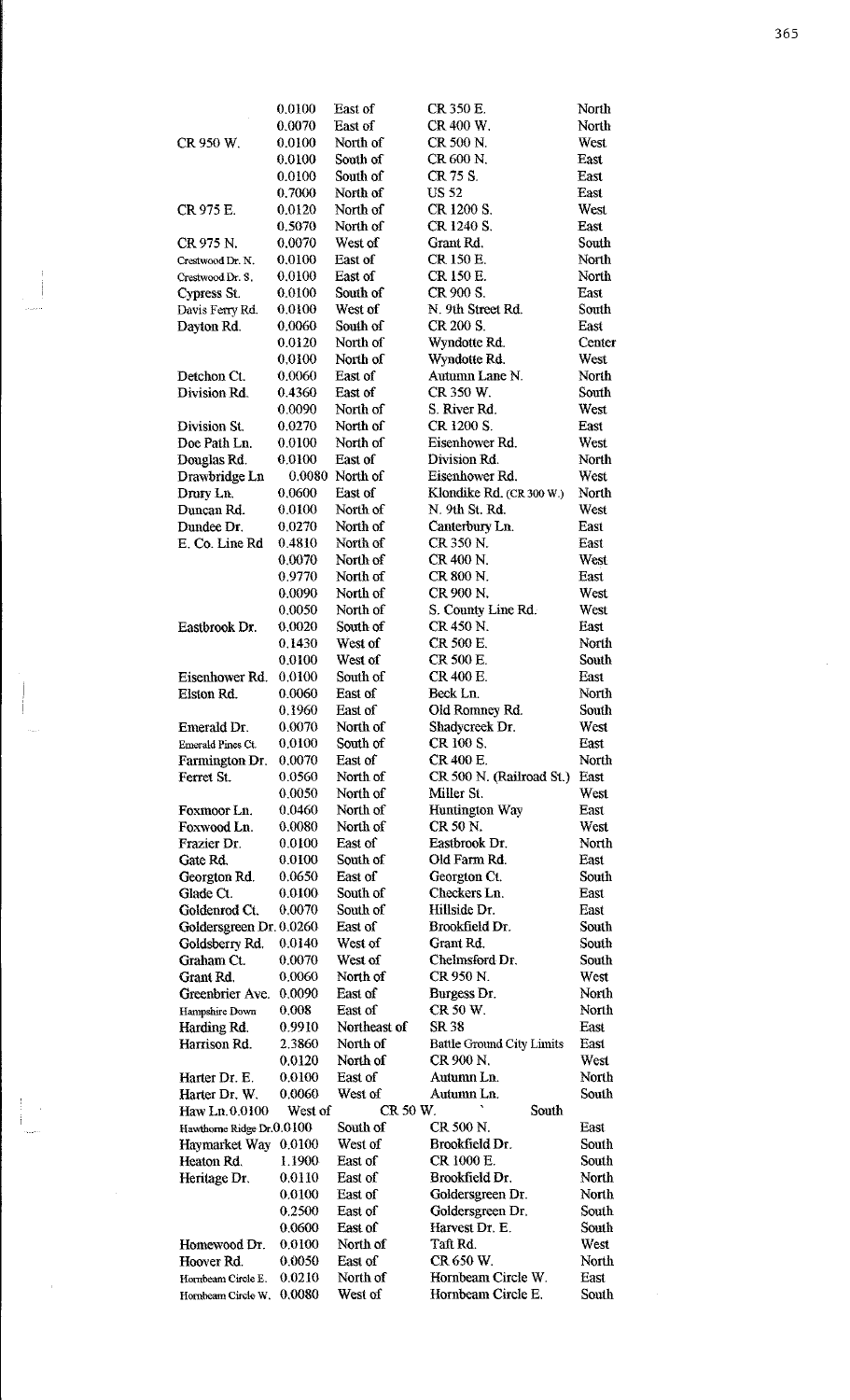| | | | | |
|---|---|---|---|---|
| | 0.0100 | East of | CR 350 E. | North |
| | 0.0070 | East of | CR 400 W. | North |
| CR 950 W. | 0.0100 | North of | CR 500 N. | West |
| | 0.0100 | South of | CR 600 N. | East |
| | 0.0100 | South of | CR 75 S. | East |
| | 0.7000 | North of | US 52 | East |
| CR 975 E. | 0.0120 | North of | CR 1200 S. | West |
| | 0.5070 | North of | CR 1240 S. | East |
| CR 975 N. | 0.0070 | West of | Grant Rd. | South |
| Crestwood Dr. N. | 0.0100 | East of | CR 150 E. | North |
| Crestwood Dr. S. | 0.0100 | East of | CR 150 E. | North |
| Cypress St. | 0.0100 | South of | CR 900 S. | East |
| Davis Ferry Rd. | 0.0100 | West of | N. 9th Street Rd. | South |
| Dayton Rd. | 0.0060 | South of | CR 200 S. | East |
| | 0.0120 | North of | Wyndotte Rd. | Center |
| | 0.0100 | North of | Wyndotte Rd. | West |
| Detchon Ct. | 0.0060 | East of | Autumn Lane N. | North |
| Division Rd. | 0.4360 | East of | CR 350 W. | South |
| | 0.0090 | North of | S. River Rd. | West |
| Division St. | 0.0270 | North of | CR 1200 S. | East |
| Doe Path Ln. | 0.0100 | North of | Eisenhower Rd. | West |
| Douglas Rd. | 0.0100 | East of | Division Rd. | North |
| Drawbridge Ln | 0.0080 | North of | Eisenhower Rd. | West |
| Drury Ln. | 0.0600 | East of | Klondike Rd. (CR 300 W.) | North |
| Duncan Rd. | 0.0100 | North of | N. 9th St. Rd. | West |
| Dundee Dr. | 0.0270 | North of | Canterbury Ln. | East |
| E. Co. Line Rd | 0.4810 | North of | CR 350 N. | East |
| | 0.0070 | North of | CR 400 N. | West |
| | 0.9770 | North of | CR 800 N. | East |
| | 0.0090 | North of | CR 900 N. | West |
| | 0.0050 | North of | S. County Line Rd. | West |
| Eastbrook Dr. | 0.0020 | South of | CR 450 N. | East |
| | 0.1430 | West of | CR 500 E. | North |
| | 0.0100 | West of | CR 500 E. | South |
| Eisenhower Rd. | 0.0100 | South of | CR 400 E. | East |
| Elston Rd. | 0.0060 | East of | Beck Ln. | North |
| | 0.1960 | East of | Old Romney Rd. | South |
| Emerald Dr. | 0.0070 | North of | Shadycreek Dr. | West |
| Emerald Pines Ct. | 0.0100 | South of | CR 100 S. | East |
| Farmington Dr. | 0.0070 | East of | CR 400 E. | North |
| Ferret St. | 0.0560 | North of | CR 500 N. (Railroad St.) | East |
| | 0.0050 | North of | Miller St. | West |
| Foxmoor Ln. | 0.0460 | North of | Huntington Way | East |
| Foxwood Ln. | 0.0080 | North of | CR 50 N. | West |
| Frazier Dr. | 0.0100 | East of | Eastbrook Dr. | North |
| Gate Rd. | 0.0100 | South of | Old Farm Rd. | East |
| Georgton Rd. | 0.0650 | East of | Georgton Ct. | South |
| Glade Ct. | 0.0100 | South of | Checkers Ln. | East |
| Goldenrod Ct. | 0.0070 | South of | Hillside Dr. | East |
| Goldersgreen Dr. | 0.0260 | East of | Brookfield Dr. | South |
| Goldsberry Rd. | 0.0140 | West of | Grant Rd. | South |
| Graham Ct. | 0.0070 | West of | Chelmsford Dr. | South |
| Grant Rd. | 0.0060 | North of | CR 950 N. | West |
| Greenbrier Ave. | 0.0090 | East of | Burgess Dr. | North |
| Hampshire Down | 0.008 | East of | CR 50 W. | North |
| Harding Rd. | 0.9910 | Northeast of | SR 38 | East |
| Harrison Rd. | 2.3860 | North of | Battle Ground City Limits | East |
| | 0.0120 | North of | CR 900 N. | West |
| Harter Dr. E. | 0.0100 | East of | Autumn Ln. | North |
| Harter Dr. W. | 0.0060 | West of | Autumn Ln. | South |
| Haw Ln. | 0.0100 | West of | CR 50 W. | South |
| Hawthorne Ridge Dr. | 0.0100 | South of | CR 500 N. | East |
| Haymarket Way | 0.0100 | West of | Brookfield Dr. | South |
| Heaton Rd. | 1.1900 | East of | CR 1000 E. | South |
| Heritage Dr. | 0.0110 | East of | Brookfield Dr. | North |
| | 0.0100 | East of | Goldersgreen Dr. | North |
| | 0.2500 | East of | Goldersgreen Dr. | South |
| | 0.0600 | East of | Harvest Dr. E. | South |
| Homewood Dr. | 0.0100 | North of | Taft Rd. | West |
| Hoover Rd. | 0.0050 | East of | CR 650 W. | North |
| Hornbeam Circle E. | 0.0210 | North of | Hornbeam Circle W. | East |
| Hornbeam Circle W. | 0.0080 | West of | Hornbeam Circle E. | South |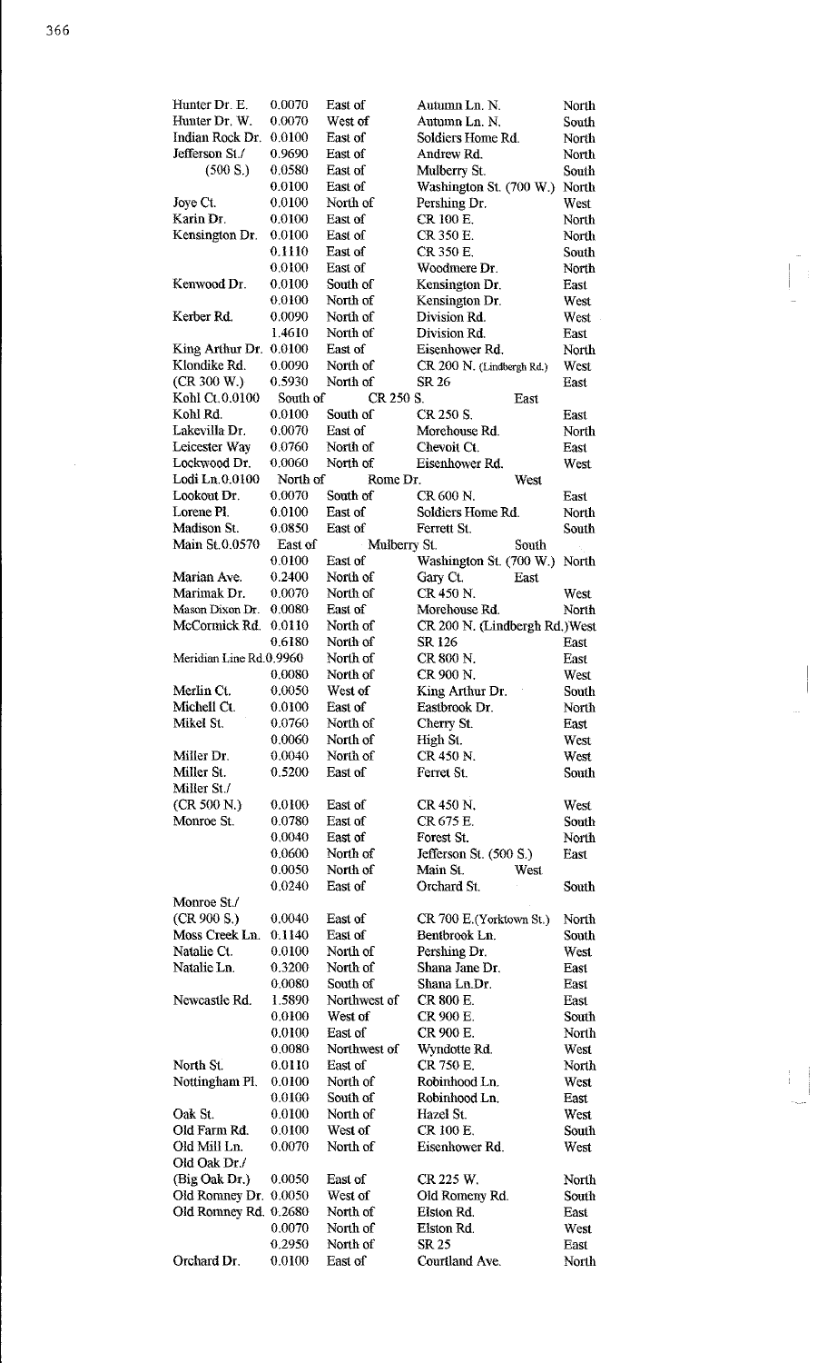| | | | | |
|---|---|---|---|---|
| Hunter Dr. E. | 0.0070 | East of | Autumn Ln. N. | North |
| Hunter Dr. W. | 0.0070 | West of | Autumn Ln. N. | South |
| Indian Rock Dr. | 0.0100 | East of | Soldiers Home Rd. | North |
| Jefferson St./ | 0.9690 | East of | Andrew Rd. | North |
| (500 S.) | 0.0580 | East of | Mulberry St. | South |
| | 0.0100 | East of | Washington St. (700 W.) | North |
| Joye Ct. | 0.0100 | North of | Pershing Dr. | West |
| Karin Dr. | 0.0100 | East of | CR 100 E. | North |
| Kensington Dr. | 0.0100 | East of | CR 350 E. | North |
| | 0.1110 | East of | CR 350 E. | South |
| | 0.0100 | East of | Woodmere Dr. | North |
| Kenwood Dr. | 0.0100 | South of | Kensington Dr. | East |
| | 0.0100 | North of | Kensington Dr. | West |
| Kerber Rd. | 0.0090 | North of | Division Rd. | West |
| | 1.4610 | North of | Division Rd. | East |
| King Arthur Dr. | 0.0100 | East of | Eisenhower Rd. | North |
| Klondike Rd. | 0.0090 | North of | CR 200 N. (Lindbergh Rd.) | West |
| (CR 300 W.) | 0.5930 | North of | SR 26 | East |
| Kohl Ct. | 0.0100 | South of | CR 250 S. | East |
| Kohl Rd. | 0.0100 | South of | CR 250 S. | East |
| Lakevilla Dr. | 0.0070 | East of | Morehouse Rd. | North |
| Leicester Way | 0.0760 | North of | Chevoit Ct. | East |
| Lockwood Dr. | 0.0060 | North of | Eisenhower Rd. | West |
| Lodi Ln. | 0.0100 | North of | Rome Dr. | West |
| Lookout Dr. | 0.0070 | South of | CR 600 N. | East |
| Lorene Pl. | 0.0100 | East of | Soldiers Home Rd. | North |
| Madison St. | 0.0850 | East of | Ferrett St. | South |
| Main St. | 0.0570 | East of | Mulberry St. | South |
| | 0.0100 | East of | Washington St. (700 W.) | North |
| Marian Ave. | 0.2400 | North of | Gary Ct. | East |
| Marimak Dr. | 0.0070 | North of | CR 450 N. | West |
| Mason Dixon Dr. | 0.0080 | East of | Morehouse Rd. | North |
| McCormick Rd. | 0.0110 | North of | CR 200 N. (Lindbergh Rd.) | West |
| | 0.6180 | North of | SR 126 | East |
| Meridian Line Rd. | 0.9960 | North of | CR 800 N. | East |
| | 0.0080 | North of | CR 900 N. | West |
| Merlin Ct. | 0.0050 | West of | King Arthur Dr. | South |
| Michell Ct. | 0.0100 | East of | Eastbrook Dr. | North |
| Mikel St. | 0.0760 | North of | Cherry St. | East |
| | 0.0060 | North of | High St. | West |
| Miller Dr. | 0.0040 | North of | CR 450 N. | West |
| Miller St. | 0.5200 | East of | Ferret St. | South |
| Miller St./ | | | | |
| (CR 500 N.) | 0.0100 | East of | CR 450 N. | West |
| Monroe St. | 0.0780 | East of | CR 675 E. | South |
| | 0.0040 | East of | Forest St. | North |
| | 0.0600 | North of | Jefferson St. (500 S.) | East |
| | 0.0050 | North of | Main St. | West |
| | 0.0240 | East of | Orchard St. | South |
| Monroe St./ | | | | |
| (CR 900 S.) | 0.0040 | East of | CR 700 E.(Yorktown St.) | North |
| Moss Creek Ln. | 0.1140 | East of | Bentbrook Ln. | South |
| Natalie Ct. | 0.0100 | North of | Pershing Dr. | West |
| Natalie Ln. | 0.3200 | North of | Shana Jane Dr. | East |
| | 0.0080 | South of | Shana Ln.Dr. | East |
| Newcastle Rd. | 1.5890 | Northwest of | CR 800 E. | East |
| | 0.0100 | West of | CR 900 E. | South |
| | 0.0100 | East of | CR 900 E. | North |
| | 0.0080 | Northwest of | Wyndotte Rd. | West |
| North St. | 0.0110 | East of | CR 750 E. | North |
| Nottingham Pl. | 0.0100 | North of | Robinhood Ln. | West |
| | 0.0100 | South of | Robinhood Ln. | East |
| Oak St. | 0.0100 | North of | Hazel St. | West |
| Old Farm Rd. | 0.0100 | West of | CR 100 E. | South |
| Old Mill Ln. | 0.0070 | North of | Eisenhower Rd. | West |
| Old Oak Dr./ | | | | |
| (Big Oak Dr.) | 0.0050 | East of | CR 225 W. | North |
| Old Romney Dr. | 0.0050 | West of | Old Romeny Rd. | South |
| Old Romney Rd. | 0.2680 | North of | Elston Rd. | East |
| | 0.0070 | North of | Elston Rd. | West |
| | 0.2950 | North of | SR 25 | East |
| Orchard Dr. | 0.0100 | East of | Courtland Ave. | North |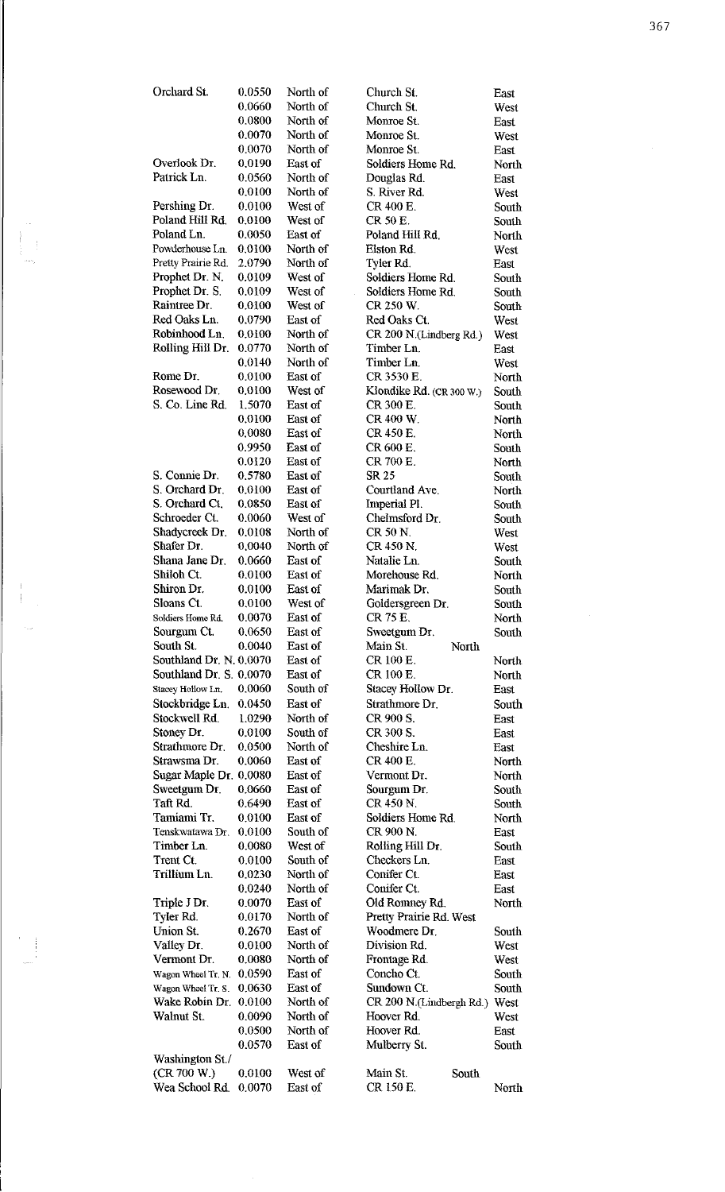| | | | | |
|---|---|---|---|---|
| Orchard St. | 0.0550 | North of | Church St. | East |
| | 0.0660 | North of | Church St. | West |
| | 0.0800 | North of | Monroe St. | East |
| | 0.0070 | North of | Monroe St. | West |
| | 0.0070 | North of | Monroe St. | East |
| Overlook Dr. | 0.0190 | East of | Soldiers Home Rd. | North |
| Patrick Ln. | 0.0560 | North of | Douglas Rd. | East |
| | 0.0100 | North of | S. River Rd. | West |
| Pershing Dr. | 0.0100 | West of | CR 400 E. | South |
| Poland Hill Rd. | 0.0100 | West of | CR 50 E. | South |
| Poland Ln. | 0.0050 | East of | Poland Hill Rd. | North |
| Powderhouse Ln. | 0.0100 | North of | Elston Rd. | West |
| Pretty Prairie Rd. | 2.0790 | North of | Tyler Rd. | East |
| Prophet Dr. N. | 0.0109 | West of | Soldiers Home Rd. | South |
| Prophet Dr. S. | 0.0109 | West of | Soldiers Home Rd. | South |
| Raintree Dr. | 0.0100 | West of | CR 250 W. | South |
| Red Oaks Ln. | 0.0790 | East of | Red Oaks Ct. | West |
| Robinhood Ln. | 0.0100 | North of | CR 200 N.(Lindberg Rd.) | West |
| Rolling Hill Dr. | 0.0770 | North of | Timber Ln. | East |
| | 0.0140 | North of | Timber Ln. | West |
| Rome Dr. | 0.0100 | East of | CR 3530 E. | North |
| Rosewood Dr. | 0.0100 | West of | Klondike Rd. (CR 300 W.) | South |
| S. Co. Line Rd. | 1.5070 | East of | CR 300 E. | South |
| | 0.0100 | East of | CR 400 W. | North |
| | 0.0080 | East of | CR 450 E. | North |
| | 0.9950 | East of | CR 600 E. | South |
| | 0.0120 | East of | CR 700 E. | North |
| S. Connie Dr. | 0.5780 | East of | SR 25 | South |
| S. Orchard Dr. | 0.0100 | East of | Courtland Ave. | North |
| S. Orchard Ct. | 0.0850 | East of | Imperial Pl. | South |
| Schroeder Ct. | 0.0060 | West of | Chelmsford Dr. | South |
| Shadycreek Dr. | 0.0108 | North of | CR 50 N. | West |
| Shafer Dr. | 0.0040 | North of | CR 450 N. | West |
| Shana Jane Dr. | 0.0660 | East of | Natalie Ln. | South |
| Shiloh Ct. | 0.0100 | East of | Morehouse Rd. | North |
| Shiron Dr. | 0.0100 | East of | Marimak Dr. | South |
| Sloans Ct. | 0.0100 | West of | Goldersgreen Dr. | South |
| Soldiers Home Rd. | 0.0070 | East of | CR 75 E. | North |
| Sourgum Ct. | 0.0650 | East of | Sweetgum Dr. | South |
| South St. | 0.0040 | East of | Main St. | North |
| Southland Dr. N. | 0.0070 | East of | CR 100 E. | North |
| Southland Dr. S. | 0.0070 | East of | CR 100 E. | North |
| Stacey Hollow Ln. | 0.0060 | South of | Stacey Hollow Dr. | East |
| Stockbridge Ln. | 0.0450 | East of | Strathmore Dr. | South |
| Stockwell Rd. | 1.0290 | North of | CR 900 S. | East |
| Stoney Dr. | 0.0100 | South of | CR 300 S. | East |
| Strathmore Dr. | 0.0500 | North of | Cheshire Ln. | East |
| Strawsma Dr. | 0.0060 | East of | CR 400 E. | North |
| Sugar Maple Dr. | 0.0080 | East of | Vermont Dr. | North |
| Sweetgum Dr. | 0.0660 | East of | Sourgum Dr. | South |
| Taft Rd. | 0.6490 | East of | CR 450 N. | South |
| Tamiami Tr. | 0.0100 | East of | Soldiers Home Rd. | North |
| Tenskwatawa Dr. | 0.0100 | South of | CR 900 N. | East |
| Timber Ln. | 0.0080 | West of | Rolling Hill Dr. | South |
| Trent Ct. | 0.0100 | South of | Checkers Ln. | East |
| Trillium Ln. | 0.0230 | North of | Conifer Ct. | East |
| | 0.0240 | North of | Conifer Ct. | East |
| Triple J Dr. | 0.0070 | East of | Old Romney Rd. | North |
| Tyler Rd. | 0.0170 | North of | Pretty Prairie Rd. | West |
| Union St. | 0.2670 | East of | Woodmere Dr. | South |
| Valley Dr. | 0.0100 | North of | Division Rd. | West |
| Vermont Dr. | 0.0080 | North of | Frontage Rd. | West |
| Wagon Wheel Tr. N. | 0.0590 | East of | Concho Ct. | South |
| Wagon Wheel Tr. S. | 0.0630 | East of | Sundown Ct. | South |
| Wake Robin Dr. | 0.0100 | North of | CR 200 N.(Lindbergh Rd.) | West |
| Walnut St. | 0.0090 | North of | Hoover Rd. | West |
| | 0.0500 | North of | Hoover Rd. | East |
| | 0.0570 | East of | Mulberry St. | South |
| Washington St./ (CR 700 W.) | 0.0100 | West of | Main St. | South |
| Wea School Rd. | 0.0070 | East of | CR 150 E. | North |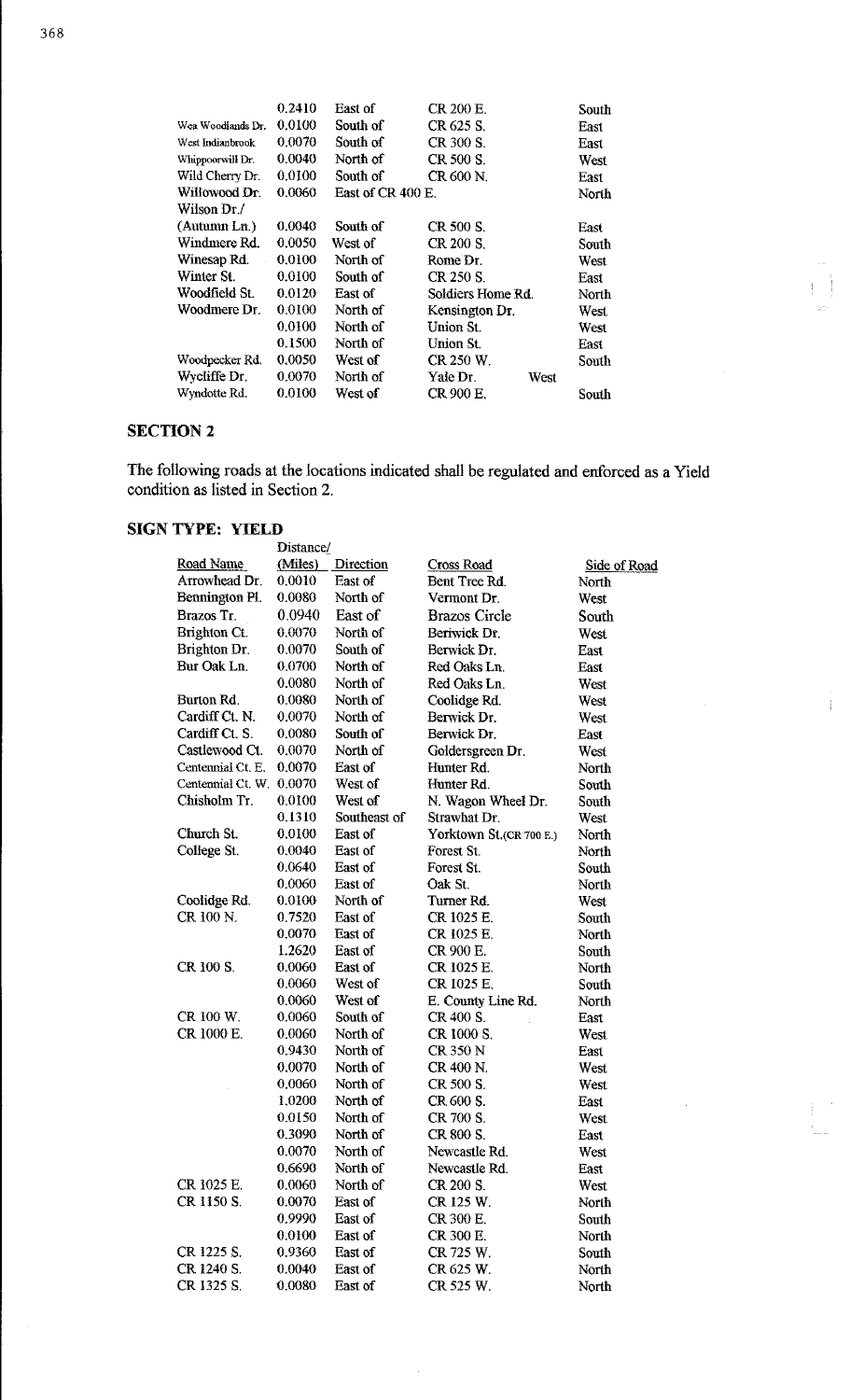| | | | | |
|---|---|---|---|---|
| | 0.2410 | East of | CR 200 E. | South |
| Wea Woodlands Dr. | 0.0100 | South of | CR 625 S. | East |
| West Indianbrook | 0.0070 | South of | CR 300 S. | East |
| Whippoorwill Dr. | 0.0040 | North of | CR 500 S. | West |
| Wild Cherry Dr. | 0.0100 | South of | CR 600 N. | East |
| Willowood Dr. | 0.0060 | East of CR 400 E. | | North |
| Wilson Dr./ (Autumn Ln.) | 0.0040 | South of | CR 500 S. | East |
| Windmere Rd. | 0.0050 | West of | CR 200 S. | South |
| Winesap Rd. | 0.0100 | North of | Rome Dr. | West |
| Winter St. | 0.0100 | South of | CR 250 S. | East |
| Woodfield St. | 0.0120 | East of | Soldiers Home Rd. | North |
| Woodmere Dr. | 0.0100 | North of | Kensington Dr. | West |
| | 0.0100 | North of | Union St. | West |
| | 0.1500 | North of | Union St. | East |
| Woodpecker Rd. | 0.0050 | West of | CR 250 W. | South |
| Wycliffe Dr. | 0.0070 | North of | Yale Dr. | West |
| Wyndotte Rd. | 0.0100 | West of | CR 900 E. | South |

## SECTION 2

The following roads at the locations indicated shall be regulated and enforced as a Yield condition as listed in Section 2.

### SIGN TYPE: YIELD

| Road Name | Distance/ (Miles) | Direction | Cross Road | Side of Road |
|---|---|---|---|---|
| Arrowhead Dr. | 0.0010 | East of | Bent Tree Rd. | North |
| Bennington Pl. | 0.0080 | North of | Vermont Dr. | West |
| Brazos Tr. | 0.0940 | East of | Brazos Circle | South |
| Brighton Ct. | 0.0070 | North of | Beriwick Dr. | West |
| Brighton Dr. | 0.0070 | South of | Berwick Dr. | East |
| Bur Oak Ln. | 0.0700 | North of | Red Oaks Ln. | East |
| | 0.0080 | North of | Red Oaks Ln. | West |
| Burton Rd. | 0.0080 | North of | Coolidge Rd. | West |
| Cardiff Ct. N. | 0.0070 | North of | Berwick Dr. | West |
| Cardiff Ct. S. | 0.0080 | South of | Berwick Dr. | East |
| Castlewood Ct. | 0.0070 | North of | Goldersgreen Dr. | West |
| Centennial Ct. E. | 0.0070 | East of | Hunter Rd. | North |
| Centennial Ct. W. | 0.0070 | West of | Hunter Rd. | South |
| Chisholm Tr. | 0.0100 | West of | N. Wagon Wheel Dr. | South |
| | 0.1310 | Southeast of | Strawhat Dr. | West |
| Church St. | 0.0100 | East of | Yorktown St.(CR 700 E.) | North |
| College St. | 0.0040 | East of | Forest St. | North |
| | 0.0640 | East of | Forest St. | South |
| | 0.0060 | East of | Oak St. | North |
| Coolidge Rd. | 0.0100 | North of | Turner Rd. | West |
| CR 100 N. | 0.7520 | East of | CR 1025 E. | South |
| | 0.0070 | East of | CR 1025 E. | North |
| | 1.2620 | East of | CR 900 E. | South |
| CR 100 S. | 0.0060 | East of | CR 1025 E. | North |
| | 0.0060 | West of | CR 1025 E. | South |
| | 0.0060 | West of | E. County Line Rd. | North |
| CR 100 W. | 0.0060 | South of | CR 400 S. | East |
| CR 1000 E. | 0.0060 | North of | CR 1000 S. | West |
| | 0.9430 | North of | CR 350 N | East |
| | 0.0070 | North of | CR 400 N. | West |
| | 0.0060 | North of | CR 500 S. | West |
| | 1.0200 | North of | CR 600 S. | East |
| | 0.0150 | North of | CR 700 S. | West |
| | 0.3090 | North of | CR 800 S. | East |
| | 0.0070 | North of | Newcastle Rd. | West |
| | 0.6690 | North of | Newcastle Rd. | East |
| CR 1025 E. | 0.0060 | North of | CR 200 S. | West |
| CR 1150 S. | 0.0070 | East of | CR 125 W. | North |
| | 0.9990 | East of | CR 300 E. | South |
| | 0.0100 | East of | CR 300 E. | North |
| CR 1225 S. | 0.9360 | East of | CR 725 W. | South |
| CR 1240 S. | 0.0040 | East of | CR 625 W. | North |
| CR 1325 S. | 0.0080 | East of | CR 525 W. | North |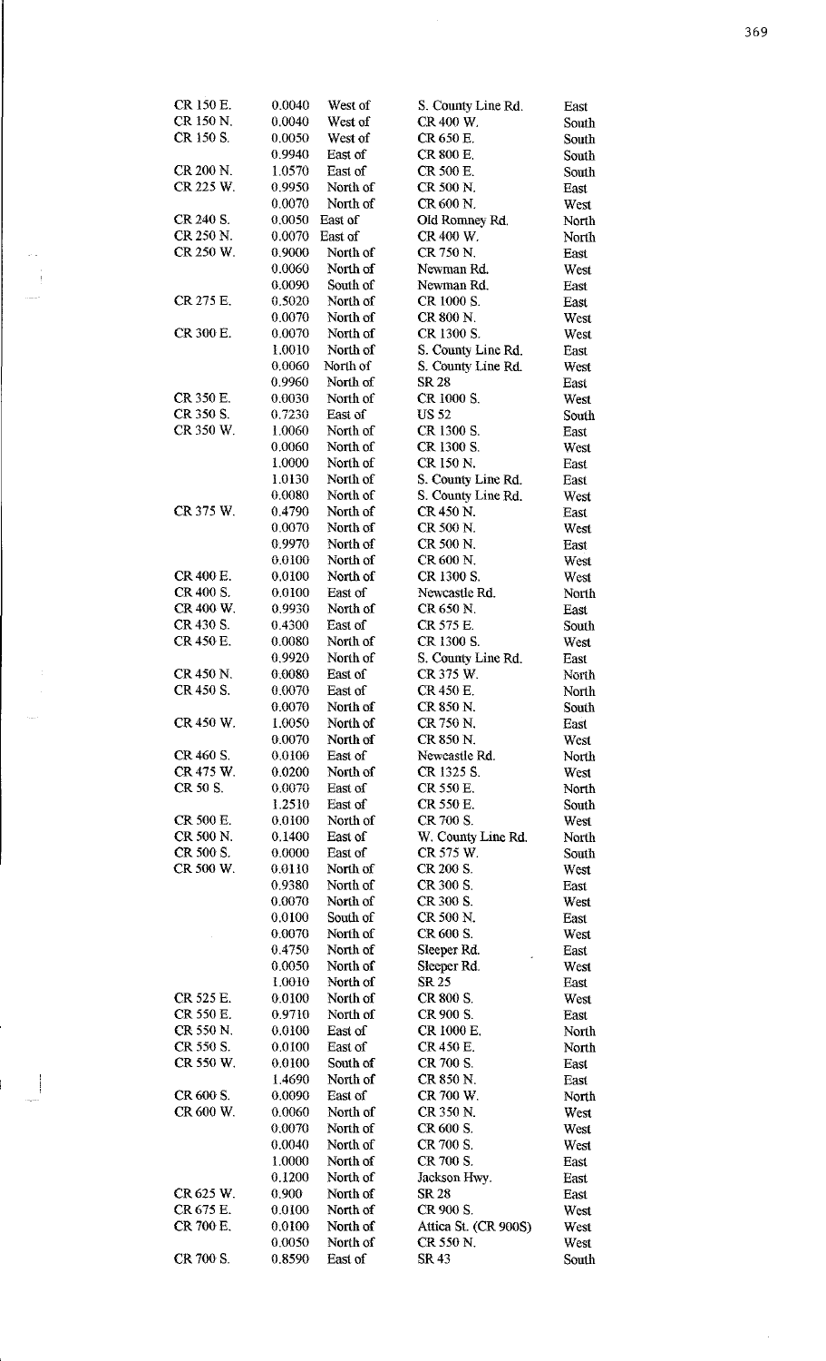| | | | | |
|---|---|---|---|---|
| CR 150 E. | 0.0040 | West of | S. County Line Rd. | East |
| CR 150 N. | 0.0040 | West of | CR 400 W. | South |
| CR 150 S. | 0.0050 | West of | CR 650 E. | South |
| | 0.9940 | East of | CR 800 E. | South |
| CR 200 N. | 1.0570 | East of | CR 500 E. | South |
| CR 225 W. | 0.9950 | North of | CR 500 N. | East |
| | 0.0070 | North of | CR 600 N. | West |
| CR 240 S. | 0.0050 | East of | Old Romney Rd. | North |
| CR 250 N. | 0.0070 | East of | CR 400 W. | North |
| CR 250 W. | 0.9000 | North of | CR 750 N. | East |
| | 0.0060 | North of | Newman Rd. | West |
| | 0.0090 | South of | Newman Rd. | East |
| CR 275 E. | 0.5020 | North of | CR 1000 S. | East |
| | 0.0070 | North of | CR 800 N. | West |
| CR 300 E. | 0.0070 | North of | CR 1300 S. | West |
| | 1.0010 | North of | S. County Line Rd. | East |
| | 0.0060 | North of | S. County Line Rd. | West |
| | 0.9960 | North of | SR 28 | East |
| CR 350 E. | 0.0030 | North of | CR 1000 S. | West |
| CR 350 S. | 0.7230 | East of | US 52 | South |
| CR 350 W. | 1.0060 | North of | CR 1300 S. | East |
| | 0.0060 | North of | CR 1300 S. | West |
| | 1.0000 | North of | CR 150 N. | East |
| | 1.0130 | North of | S. County Line Rd. | East |
| | 0.0080 | North of | S. County Line Rd. | West |
| CR 375 W. | 0.4790 | North of | CR 450 N. | East |
| | 0.0070 | North of | CR 500 N. | West |
| | 0.9970 | North of | CR 500 N. | East |
| | 0.0100 | North of | CR 600 N. | West |
| CR 400 E. | 0.0100 | North of | CR 1300 S. | West |
| CR 400 S. | 0.0100 | East of | Newcastle Rd. | North |
| CR 400 W. | 0.9930 | North of | CR 650 N. | East |
| CR 430 S. | 0.4300 | East of | CR 575 E. | South |
| CR 450 E. | 0.0080 | North of | CR 1300 S. | West |
| | 0.9920 | North of | S. County Line Rd. | East |
| CR 450 N. | 0.0080 | East of | CR 375 W. | North |
| CR 450 S. | 0.0070 | East of | CR 450 E. | North |
| | 0.0070 | North of | CR 850 N. | South |
| CR 450 W. | 1.0050 | North of | CR 750 N. | East |
| | 0.0070 | North of | CR 850 N. | West |
| CR 460 S. | 0.0100 | East of | Newcastle Rd. | North |
| CR 475 W. | 0.0200 | North of | CR 1325 S. | West |
| CR 50 S. | 0.0070 | East of | CR 550 E. | North |
| | 1.2510 | East of | CR 550 E. | South |
| CR 500 E. | 0.0100 | North of | CR 700 S. | West |
| CR 500 N. | 0.1400 | East of | W. County Line Rd. | North |
| CR 500 S. | 0.0000 | East of | CR 575 W. | South |
| CR 500 W. | 0.0110 | North of | CR 200 S. | West |
| | 0.9380 | North of | CR 300 S. | East |
| | 0.0070 | North of | CR 300 S. | West |
| | 0.0100 | South of | CR 500 N. | East |
| | 0.0070 | North of | CR 600 S. | West |
| | 0.4750 | North of | Sleeper Rd. | East |
| | 0.0050 | North of | Sleeper Rd. | West |
| | 1.0010 | North of | SR 25 | East |
| CR 525 E. | 0.0100 | North of | CR 800 S. | West |
| CR 550 E. | 0.9710 | North of | CR 900 S. | East |
| CR 550 N. | 0.0100 | East of | CR 1000 E. | North |
| CR 550 S. | 0.0100 | East of | CR 450 E. | North |
| CR 550 W. | 0.0100 | South of | CR 700 S. | East |
| | 1.4690 | North of | CR 850 N. | East |
| CR 600 S. | 0.0090 | East of | CR 700 W. | North |
| CR 600 W. | 0.0060 | North of | CR 350 N. | West |
| | 0.0070 | North of | CR 600 S. | West |
| | 0.0040 | North of | CR 700 S. | West |
| | 1.0000 | North of | CR 700 S. | East |
| | 0.1200 | North of | Jackson Hwy. | East |
| CR 625 W. | 0.900 | North of | SR 28 | East |
| CR 675 E. | 0.0100 | North of | CR 900 S. | West |
| CR 700 E. | 0.0100 | North of | Attica St. (CR 900S) | West |
| | 0.0050 | North of | CR 550 N. | West |
| CR 700 S. | 0.8590 | East of | SR 43 | South |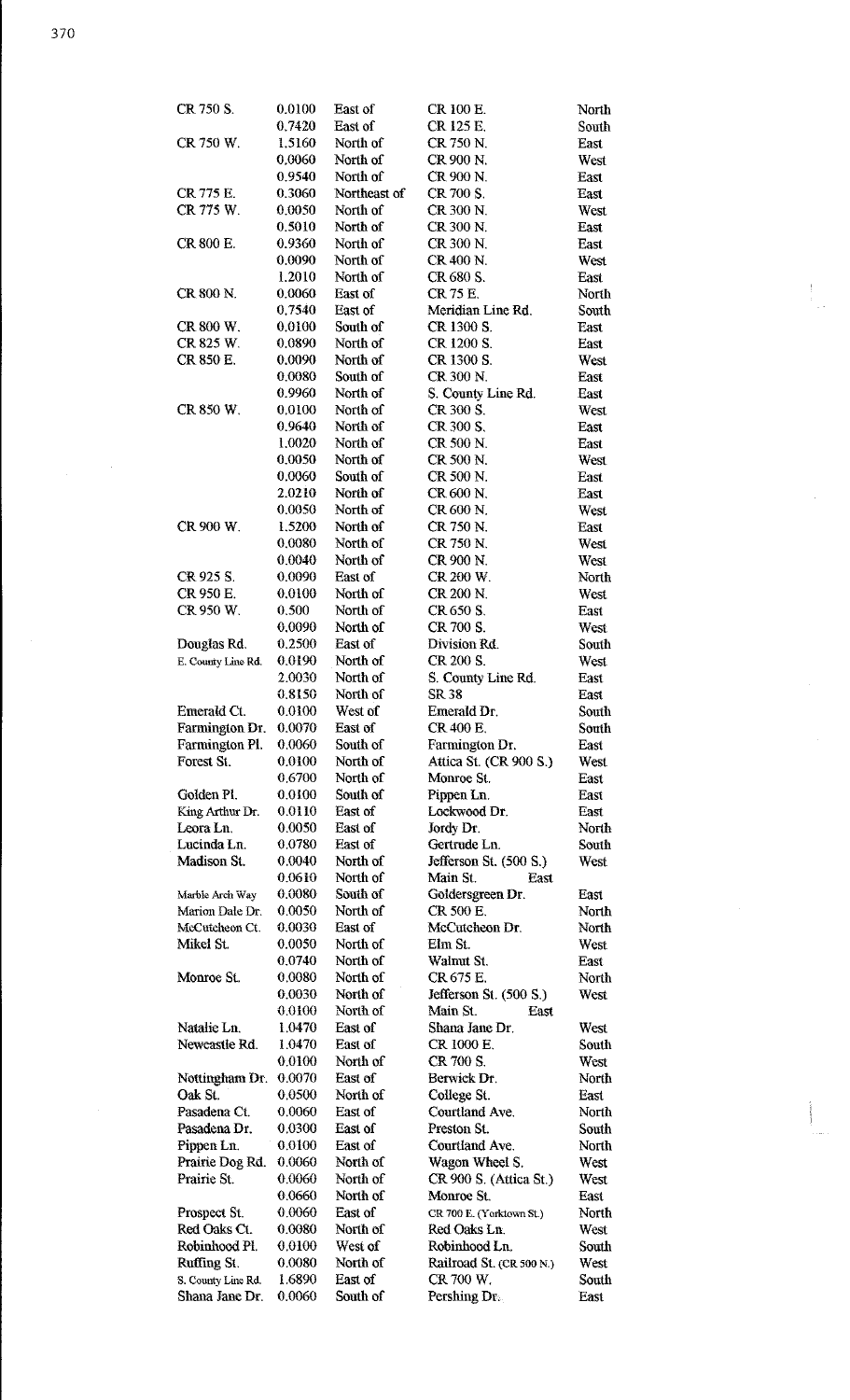| | | | | |
|---|---|---|---|---|
| CR 750 S. | 0.0100 | East of | CR 100 E. | North |
| | 0.7420 | East of | CR 125 E. | South |
| CR 750 W. | 1.5160 | North of | CR 750 N. | East |
| | 0.0060 | North of | CR 900 N. | West |
| | 0.9540 | North of | CR 900 N. | East |
| CR 775 E. | 0.3060 | Northeast of | CR 700 S. | East |
| CR 775 W. | 0.0050 | North of | CR 300 N. | West |
| | 0.5010 | North of | CR 300 N. | East |
| CR 800 E. | 0.9360 | North of | CR 300 N. | East |
| | 0.0090 | North of | CR 400 N. | West |
| | 1.2010 | North of | CR 680 S. | East |
| CR 800 N. | 0.0060 | East of | CR 75 E. | North |
| | 0.7540 | East of | Meridian Line Rd. | South |
| CR 800 W. | 0.0100 | South of | CR 1300 S. | East |
| CR 825 W. | 0.0890 | North of | CR 1200 S. | East |
| CR 850 E. | 0.0090 | North of | CR 1300 S. | West |
| | 0.0080 | South of | CR 300 N. | East |
| | 0.9960 | North of | S. County Line Rd. | East |
| CR 850 W. | 0.0100 | North of | CR 300 S. | West |
| | 0.9640 | North of | CR 300 S. | East |
| | 1.0020 | North of | CR 500 N. | East |
| | 0.0050 | North of | CR 500 N. | West |
| | 0.0060 | South of | CR 500 N. | East |
| | 2.0210 | North of | CR 600 N. | East |
| | 0.0050 | North of | CR 600 N. | West |
| CR 900 W. | 1.5200 | North of | CR 750 N. | East |
| | 0.0080 | North of | CR 750 N. | West |
| | 0.0040 | North of | CR 900 N. | West |
| CR 925 S. | 0.0090 | East of | CR 200 W. | North |
| CR 950 E. | 0.0100 | North of | CR 200 N. | West |
| CR 950 W. | 0.500 | North of | CR 650 S. | East |
| | 0.0090 | North of | CR 700 S. | West |
| Douglas Rd. | 0.2500 | East of | Division Rd. | South |
| E. County Line Rd. | 0.0190 | North of | CR 200 S. | West |
| | 2.0030 | North of | S. County Line Rd. | East |
| | 0.8150 | North of | SR 38 | East |
| Emerald Ct. | 0.0100 | West of | Emerald Dr. | South |
| Farmington Dr. | 0.0070 | East of | CR 400 E. | South |
| Farmington Pl. | 0.0060 | South of | Farmington Dr. | East |
| Forest St. | 0.0100 | North of | Attica St. (CR 900 S.) | West |
| | 0.6700 | North of | Monroe St. | East |
| Golden Pl. | 0.0100 | South of | Pippen Ln. | East |
| King Arthur Dr. | 0.0110 | East of | Lockwood Dr. | East |
| Leora Ln. | 0.0050 | East of | Jordy Dr. | North |
| Lucinda Ln. | 0.0780 | East of | Gertrude Ln. | South |
| Madison St. | 0.0040 | North of | Jefferson St. (500 S.) | West |
| | 0.0610 | North of | Main St. | East |
| Marble Arch Way | 0.0080 | South of | Goldersgreen Dr. | East |
| Marion Dale Dr. | 0.0050 | North of | CR 500 E. | North |
| McCutcheon Ct. | 0.0030 | East of | McCutcheon Dr. | North |
| Mikel St. | 0.0050 | North of | Elm St. | West |
| | 0.0740 | North of | Walnut St. | East |
| Monroe St. | 0.0080 | North of | CR 675 E. | North |
| | 0.0030 | North of | Jefferson St. (500 S.) | West |
| | 0.0100 | North of | Main St. | East |
| Natalie Ln. | 1.0470 | East of | Shana Jane Dr. | West |
| Newcastle Rd. | 1.0470 | East of | CR 1000 E. | South |
| | 0.0100 | North of | CR 700 S. | West |
| Nottingham Dr. | 0.0070 | East of | Berwick Dr. | North |
| Oak St. | 0.0500 | North of | College St. | East |
| Pasadena Ct. | 0.0060 | East of | Courtland Ave. | North |
| Pasadena Dr. | 0.0300 | East of | Preston St. | South |
| Pippen Ln. | 0.0100 | East of | Courtland Ave. | North |
| Prairie Dog Rd. | 0.0060 | North of | Wagon Wheel S. | West |
| Prairie St. | 0.0060 | North of | CR 900 S. (Attica St.) | West |
| | 0.0660 | North of | Monroe St. | East |
| Prospect St. | 0.0060 | East of | CR 700 E. (Yorktown St.) | North |
| Red Oaks Ct. | 0.0080 | North of | Red Oaks Ln. | West |
| Robinhood Pl. | 0.0100 | West of | Robinhood Ln. | South |
| Ruffing St. | 0.0080 | North of | Railroad St. (CR 500 N.) | West |
| S. County Line Rd. | 1.6890 | East of | CR 700 W. | South |
| Shana Jane Dr. | 0.0060 | South of | Pershing Dr. | East |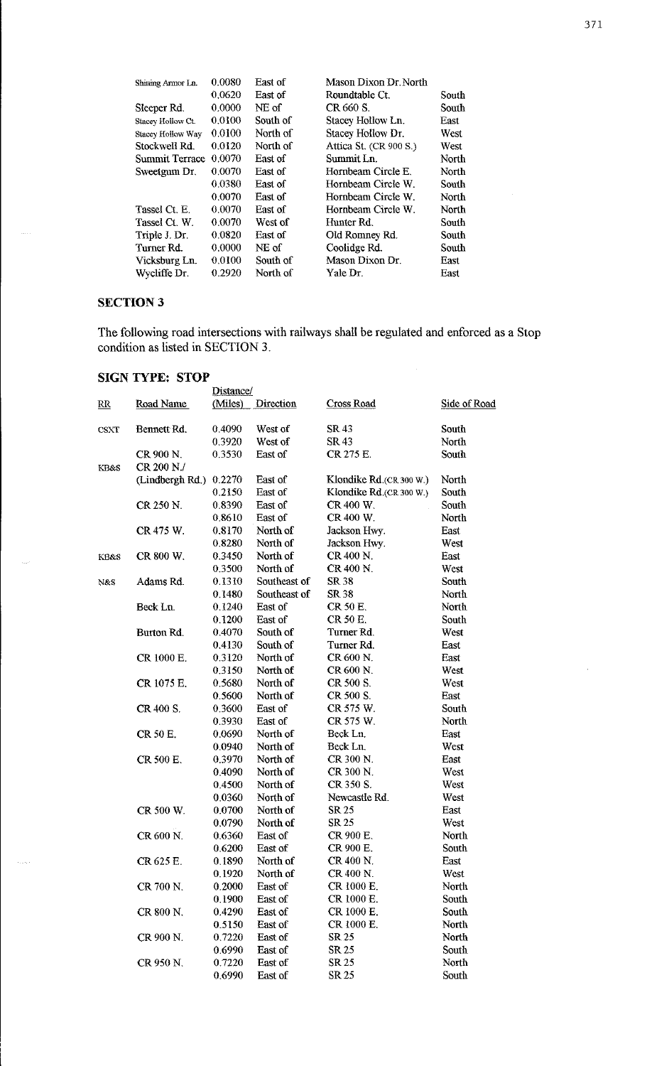| Road Name | Distance/ (Miles) | Direction | Cross Road | Side of Road |
|---|---|---|---|---|
| Shining Armor Ln. | 0.0080 | East of | Mason Dixon Dr. North | |
| | 0.0620 | East of | Roundtable Ct. | South |
| Sleeper Rd. | 0.0000 | NE of | CR 660 S. | South |
| Stacey Hollow Ct. | 0.0100 | South of | Stacey Hollow Ln. | East |
| Stacey Hollow Way | 0.0100 | North of | Stacey Hollow Dr. | West |
| Stockwell Rd. | 0.0120 | North of | Attica St. (CR 900 S.) | West |
| Summit Terrace | 0.0070 | East of | Summit Ln. | North |
| Sweetgum Dr. | 0.0070 | East of | Hornbeam Circle E. | North |
| | 0.0380 | East of | Hornbeam Circle W. | South |
| | 0.0070 | East of | Hornbeam Circle W. | North |
| Tassel Ct. E. | 0.0070 | East of | Hornbeam Circle W. | North |
| Tassel Ct. W. | 0.0070 | West of | Hunter Rd. | South |
| Triple J. Dr. | 0.0820 | East of | Old Romney Rd. | South |
| Turner Rd. | 0.0000 | NE of | Coolidge Rd. | South |
| Vicksburg Ln. | 0.0100 | South of | Mason Dixon Dr. | East |
| Wycliffe Dr. | 0.2920 | North of | Yale Dr. | East |

## SECTION 3

The following road intersections with railways shall be regulated and enforced as a Stop condition as listed in SECTION 3.

### SIGN TYPE: STOP

| RR | Road Name | Distance/ (Miles) | Direction | Cross Road | Side of Road |
|---|---|---|---|---|---|
| CSXT | Bennett Rd. | 0.4090 | West of | SR 43 | South |
| | | 0.3920 | West of | SR 43 | North |
| | CR 900 N. | 0.3530 | East of | CR 275 E. | South |
| KB&S | CR 200 N./ (Lindbergh Rd.) | 0.2270 | East of | Klondike Rd.(CR 300 W.) | North |
| | | 0.2150 | East of | Klondike Rd.(CR 300 W.) | South |
| | CR 250 N. | 0.8390 | East of | CR 400 W. | South |
| | | 0.8610 | East of | CR 400 W. | North |
| | CR 475 W. | 0.8170 | North of | Jackson Hwy. | East |
| | | 0.8280 | North of | Jackson Hwy. | West |
| KB&S | CR 800 W. | 0.3450 | North of | CR 400 N. | East |
| | | 0.3500 | North of | CR 400 N. | West |
| N&S | Adams Rd. | 0.1310 | Southeast of | SR 38 | South |
| | | 0.1480 | Southeast of | SR 38 | North |
| | Beck Ln. | 0.1240 | East of | CR 50 E. | North |
| | | 0.1200 | East of | CR 50 E. | South |
| | Burton Rd. | 0.4070 | South of | Turner Rd. | West |
| | | 0.4130 | South of | Turner Rd. | East |
| | CR 1000 E. | 0.3120 | North of | CR 600 N. | East |
| | | 0.3150 | North of | CR 600 N. | West |
| | CR 1075 E. | 0.5680 | North of | CR 500 S. | West |
| | | 0.5600 | North of | CR 500 S. | East |
| | CR 400 S. | 0.3600 | East of | CR 575 W. | South |
| | | 0.3930 | East of | CR 575 W. | North |
| | CR 50 E. | 0.0690 | North of | Beck Ln. | East |
| | | 0.0940 | North of | Beck Ln. | West |
| | CR 500 E. | 0.3970 | North of | CR 300 N. | East |
| | | 0.4090 | North of | CR 300 N. | West |
| | | 0.4500 | North of | CR 350 S. | West |
| | | 0.0360 | North of | Newcastle Rd. | West |
| | CR 500 W. | 0.0700 | North of | SR 25 | East |
| | | 0.0790 | North of | SR 25 | West |
| | CR 600 N. | 0.6360 | East of | CR 900 E. | North |
| | | 0.6200 | East of | CR 900 E. | South |
| | CR 625 E. | 0.1890 | North of | CR 400 N. | East |
| | | 0.1920 | North of | CR 400 N. | West |
| | CR 700 N. | 0.2000 | East of | CR 1000 E. | North |
| | | 0.1900 | East of | CR 1000 E. | South |
| | CR 800 N. | 0.4290 | East of | CR 1000 E. | South |
| | | 0.5150 | East of | CR 1000 E. | North |
| | CR 900 N. | 0.7220 | East of | SR 25 | North |
| | | 0.6990 | East of | SR 25 | South |
| | CR 950 N. | 0.7220 | East of | SR 25 | North |
| | | 0.6990 | East of | SR 25 | South |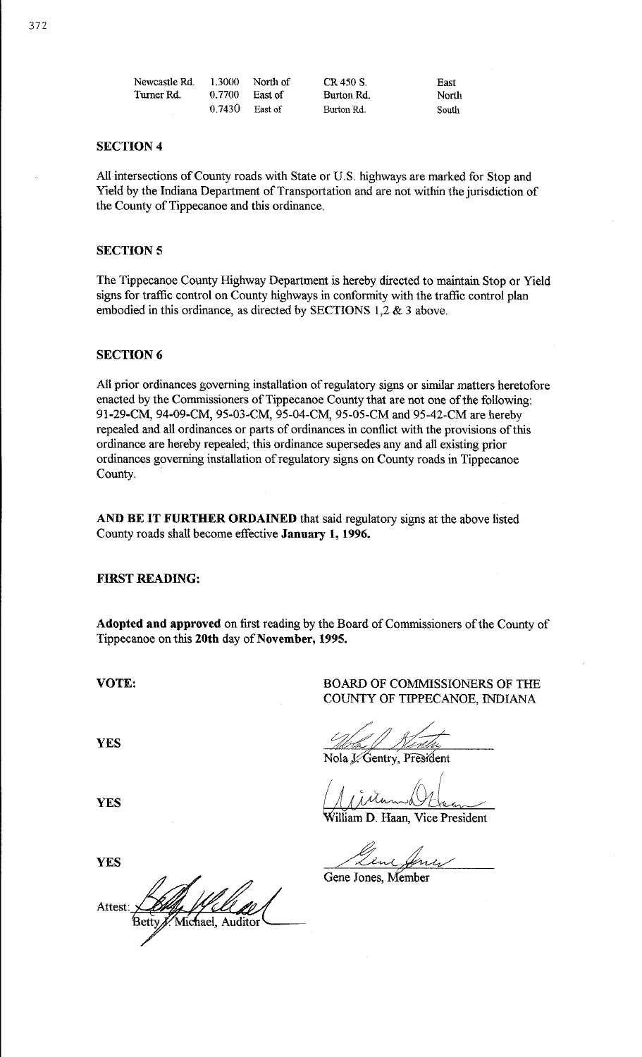| Newcastle Rd. | 1.3000 | North of | CR 450 S. | East |
|---|---|---|---|---|
| Turner Rd. | 0.7700 | East of | Burton Rd. | North |
| | 0.7430 | East of | Burton Rd. | South |

## SECTION 4

All intersections of County roads with State or U.S. highways are marked for Stop and Yield by the Indiana Department of Transportation and are not within the jurisdiction of the County of Tippecanoe and this ordinance.

## SECTION 5

The Tippecanoe County Highway Department is hereby directed to maintain Stop or Yield signs for traffic control on County highways in conformity with the traffic control plan embodied in this ordinance, as directed by SECTIONS 1,2 & 3 above.

## SECTION 6

All prior ordinances governing installation of regulatory signs or similar matters heretofore enacted by the Commissioners of Tippecanoe County that are not one of the following: 91-29-CM, 94-09-CM, 95-03-CM, 95-04-CM, 95-05-CM and 95-42-CM are hereby repealed and all ordinances or parts of ordinances in conflict with the provisions of this ordinance are hereby repealed; this ordinance supersedes any and all existing prior ordinances governing installation of regulatory signs on County roads in Tippecanoe County.

**AND BE IT FURTHER ORDAINED** that said regulatory signs at the above listed County roads shall become effective **January 1, 1996.**

**FIRST READING:**

**Adopted and approved** on first reading by the Board of Commissioners of the County of Tippecanoe on this **20th** day of **November, 1995.**

**VOTE:**

BOARD OF COMMISSIONERS OF THE COUNTY OF TIPPECANOE, INDIANA

YES — Nola J. Gentry, President

YES — William D. Haan, Vice President

YES — Gene Jones, Member

Attest: Betty J. Michael, Auditor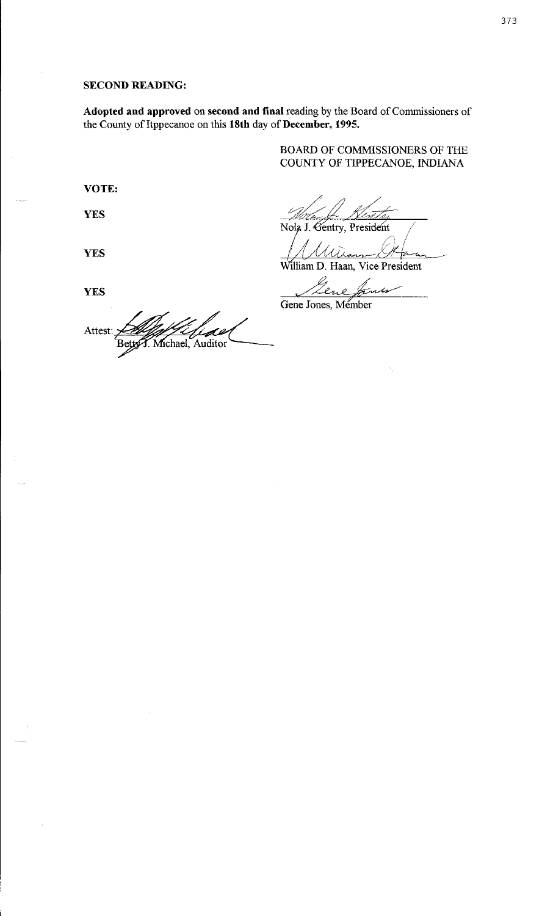**SECOND READING:**

**Adopted and approved** on **second and final** reading by the Board of Commissioners of the County of Itppecanoe on this **18th** day of **December, 1995.**

BOARD OF COMMISSIONERS OF THE COUNTY OF TIPPECANOE, INDIANA

**VOTE:**

**YES** — Nola J. Gentry, President

**YES** — William D. Haan, Vice President

**YES** — Gene Jones, Member

Attest: Betty J. Michael, Auditor